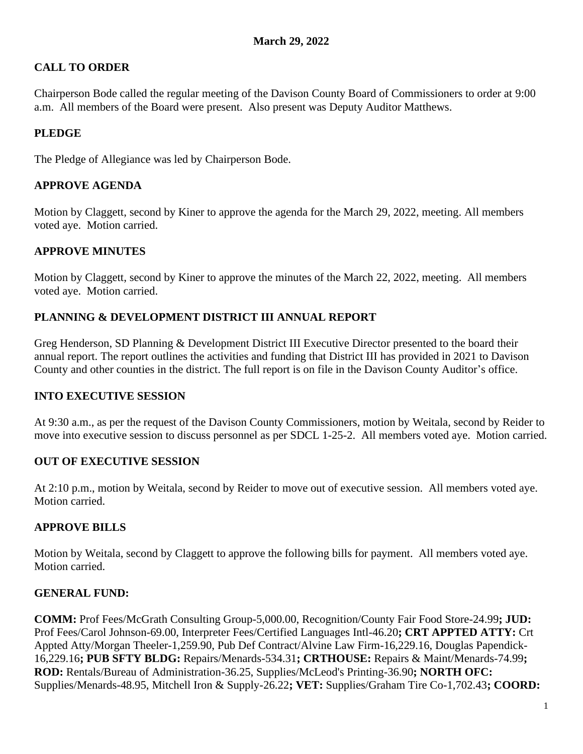**March 29, 2022**

## CALL TO ORDER

Chairperson Bode called the regular meeting of the Davison County Board of Commissioners to order at 9:00 a.m. All members of the Board were present. Also present was Deputy Auditor Matthews.

## PLEDGE

The Pledge of Allegiance was led by Chairperson Bode.

## APPROVE AGENDA

Motion by Claggett, second by Kiner to approve the agenda for the March 29, 2022, meeting. All members voted aye. Motion carried.

## APPROVE MINUTES

Motion by Claggett, second by Kiner to approve the minutes of the March 22, 2022, meeting. All members voted aye. Motion carried.

## PLANNING & DEVELOPMENT DISTRICT III ANNUAL REPORT

Greg Henderson, SD Planning & Development District III Executive Director presented to the board their annual report. The report outlines the activities and funding that District III has provided in 2021 to Davison County and other counties in the district. The full report is on file in the Davison County Auditor's office.

## INTO EXECUTIVE SESSION

At 9:30 a.m., as per the request of the Davison County Commissioners, motion by Weitala, second by Reider to move into executive session to discuss personnel as per SDCL 1-25-2. All members voted aye. Motion carried.

## OUT OF EXECUTIVE SESSION

At 2:10 p.m., motion by Weitala, second by Reider to move out of executive session. All members voted aye. Motion carried.

## APPROVE BILLS

Motion by Weitala, second by Claggett to approve the following bills for payment. All members voted aye. Motion carried.

## GENERAL FUND:

**COMM:** Prof Fees/McGrath Consulting Group-5,000.00, Recognition/County Fair Food Store-24.99**; JUD:** Prof Fees/Carol Johnson-69.00, Interpreter Fees/Certified Languages Intl-46.20**; CRT APPTED ATTY:** Crt Appted Atty/Morgan Theeler-1,259.90, Pub Def Contract/Alvine Law Firm-16,229.16, Douglas Papendick-16,229.16**; PUB SFTY BLDG:** Repairs/Menards-534.31**; CRTHOUSE:** Repairs & Maint/Menards-74.99**; ROD:** Rentals/Bureau of Administration-36.25, Supplies/McLeod's Printing-36.90**; NORTH OFC:** Supplies/Menards-48.95, Mitchell Iron & Supply-26.22**; VET:** Supplies/Graham Tire Co-1,702.43**; COORD:**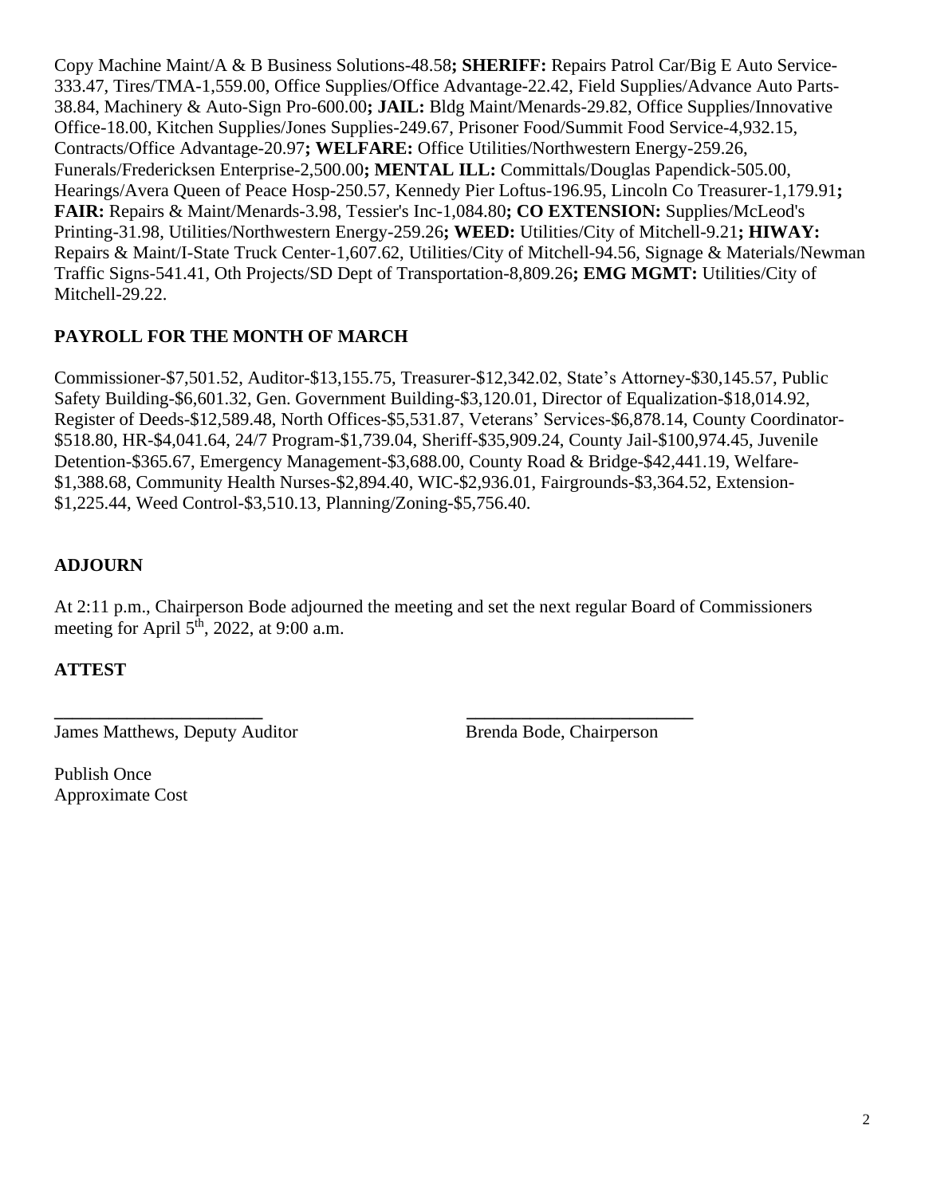Copy Machine Maint/A & B Business Solutions-48.58**; SHERIFF:** Repairs Patrol Car/Big E Auto Service-333.47, Tires/TMA-1,559.00, Office Supplies/Office Advantage-22.42, Field Supplies/Advance Auto Parts-38.84, Machinery & Auto-Sign Pro-600.00**; JAIL:** Bldg Maint/Menards-29.82, Office Supplies/Innovative Office-18.00, Kitchen Supplies/Jones Supplies-249.67, Prisoner Food/Summit Food Service-4,932.15, Contracts/Office Advantage-20.97**; WELFARE:** Office Utilities/Northwestern Energy-259.26, Funerals/Fredericksen Enterprise-2,500.00**; MENTAL ILL:** Committals/Douglas Papendick-505.00, Hearings/Avera Queen of Peace Hosp-250.57, Kennedy Pier Loftus-196.95, Lincoln Co Treasurer-1,179.91**; FAIR:** Repairs & Maint/Menards-3.98, Tessier's Inc-1,084.80**; CO EXTENSION:** Supplies/McLeod's Printing-31.98, Utilities/Northwestern Energy-259.26**; WEED:** Utilities/City of Mitchell-9.21**; HIWAY:** Repairs & Maint/I-State Truck Center-1,607.62, Utilities/City of Mitchell-94.56, Signage & Materials/Newman Traffic Signs-541.41, Oth Projects/SD Dept of Transportation-8,809.26**; EMG MGMT:** Utilities/City of Mitchell-29.22.

**PAYROLL FOR THE MONTH OF MARCH**

Commissioner-$7,501.52, Auditor-$13,155.75, Treasurer-$12,342.02, State's Attorney-$30,145.57, Public Safety Building-$6,601.32, Gen. Government Building-$3,120.01, Director of Equalization-$18,014.92, Register of Deeds-$12,589.48, North Offices-$5,531.87, Veterans' Services-$6,878.14, County Coordinator-$518.80, HR-$4,041.64, 24/7 Program-$1,739.04, Sheriff-$35,909.24, County Jail-$100,974.45, Juvenile Detention-$365.67, Emergency Management-$3,688.00, County Road & Bridge-$42,441.19, Welfare-$1,388.68, Community Health Nurses-$2,894.40, WIC-$2,936.01, Fairgrounds-$3,364.52, Extension-$1,225.44, Weed Control-$3,510.13, Planning/Zoning-$5,756.40.

**ADJOURN**

At 2:11 p.m., Chairperson Bode adjourned the meeting and set the next regular Board of Commissioners meeting for April 5th, 2022, at 9:00 a.m.

**ATTEST**

______________________ ______________________

James Matthews, Deputy Auditor Brenda Bode, Chairperson

Publish Once
Approximate Cost